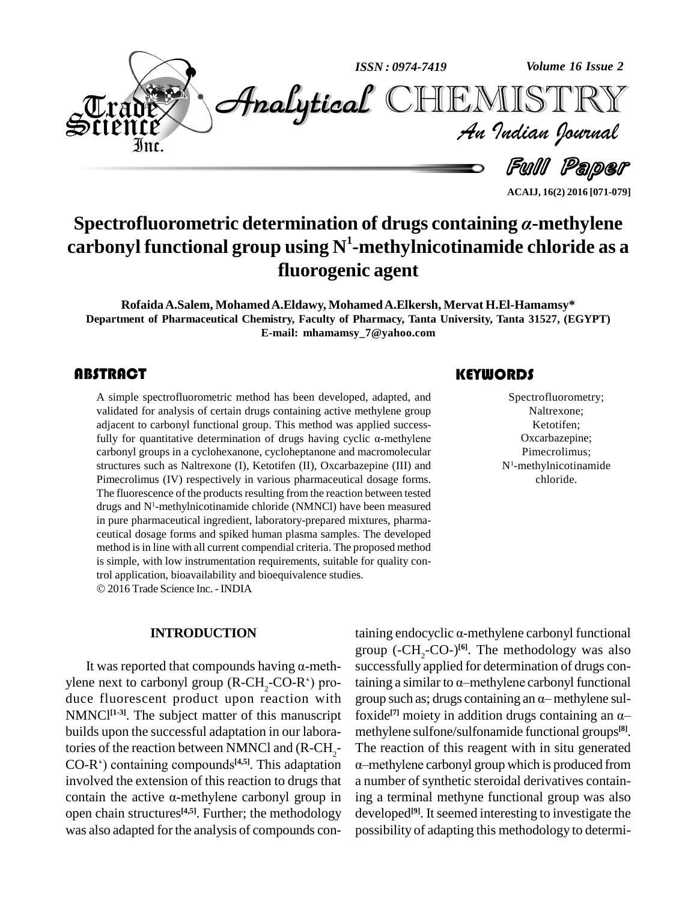# Spectrofluorometric determination of drugs containing *α*-methylene carbonyl functional group using $N^1$-methylnicotinamide chloride as a fluorogenic agent

**Rofaida A.Salem, Mohamed A.Eldawy, Mohamed A.Elkersh, Mervat H.El-Hamamsy***

**Department of Pharmaceutical Chemistry, Faculty of Pharmacy, Tanta University, Tanta 31527, (EGYPT)**

**E-mail: mhamamsy_7@yahoo.com**

## ABSTRACT

A simple spectrofluorometric method has been developed, adapted, and validated for analysis of certain drugs containing active methylene group adjacent to carbonyl functional group. This method was applied successfully for quantitative determination of drugs having cyclic α-methylene carbonyl groups in a cyclohexanone, cycloheptanone and macromolecular structures such as Naltrexone (I), Ketotifen (II), Oxcarbazepine (III) and Pimecrolimus (IV) respectively in various pharmaceutical dosage forms. The fluorescence of the products resulting from the reaction between tested drugs and $N^1$-methylnicotinamide chloride (NMNCl) have been measured in pure pharmaceutical ingredient, laboratory-prepared mixtures, pharmaceutical dosage forms and spiked human plasma samples. The developed method is in line with all current compendial criteria. The proposed method is simple, with low instrumentation requirements, suitable for quality control application, bioavailability and bioequivalence studies.

© 2016 Trade Science Inc. - INDIA

## KEYWORDS

Spectrofluorometry;
Naltrexone;
Ketotifen;
Oxcarbazepine;
Pimecrolimus;
$N^1$-methylnicotinamide chloride.

## INTRODUCTION

It was reported that compounds having α-methylene next to carbonyl group (R-$CH_2$-CO-R') produce fluorescent product upon reaction with NMNCl[1-3]. The subject matter of this manuscript builds upon the successful adaptation in our laboratories of the reaction between NMNCl and (R-$CH_2$-CO-R') containing compounds[4,5]. This adaptation involved the extension of this reaction to drugs that contain the active α-methylene carbonyl group in open chain structures[4,5]. Further; the methodology was also adapted for the analysis of compounds containing endocyclic α-methylene carbonyl functional group (-$CH_2$-CO-)[6]. The methodology was also successfully applied for determination of drugs containing a similar to α–methylene carbonyl functional group such as; drugs containing an α– methylene sulfoxide[7] moiety in addition drugs containing an α–methylene sulfone/sulfonamide functional groups[8]. The reaction of this reagent with in situ generated α–methylene carbonyl group which is produced from a number of synthetic steroidal derivatives containing a terminal methyne functional group was also developed[9]. It seemed interesting to investigate the possibility of adapting this methodology to determi-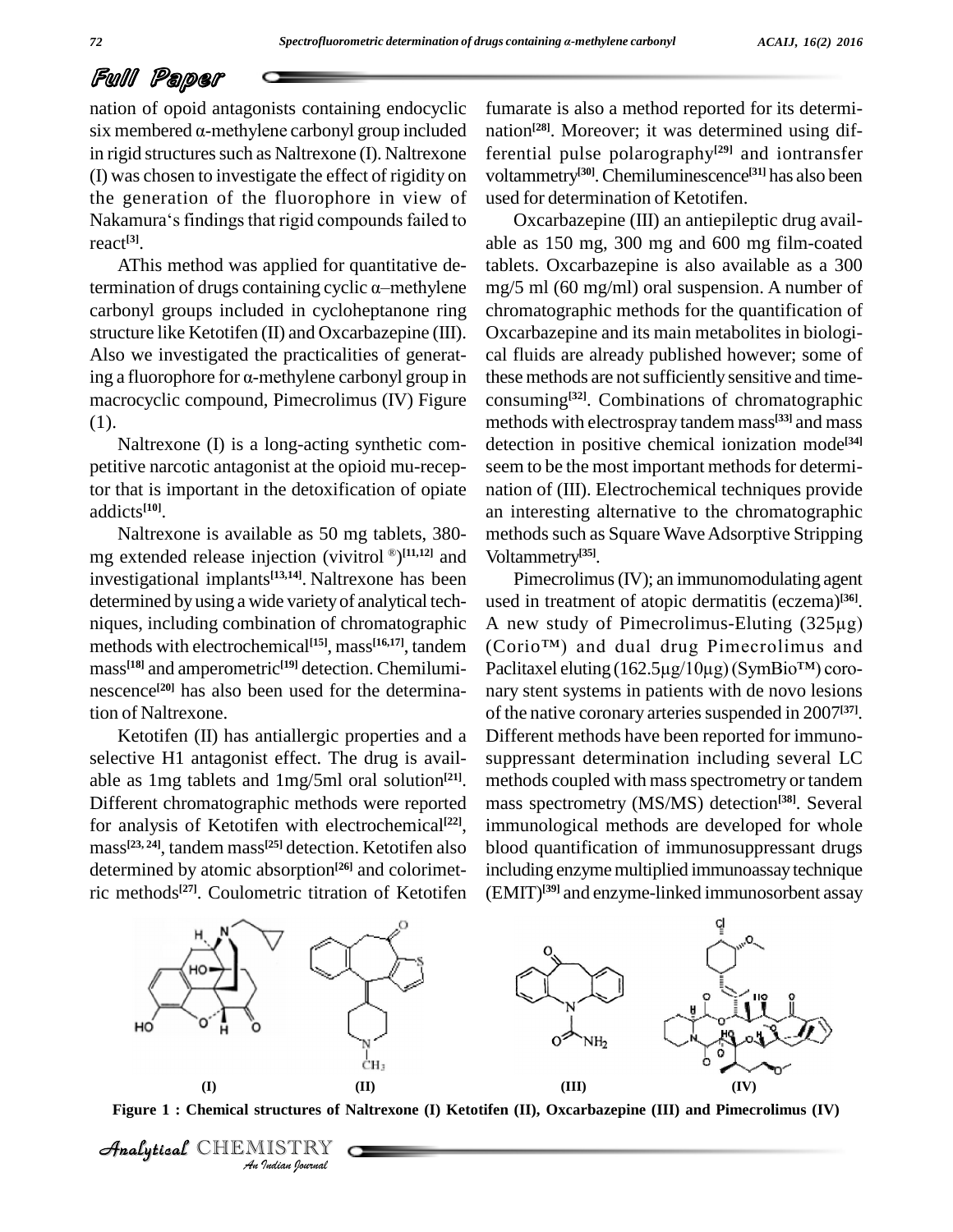nation of opoid antagonists containing endocyclic six membered α-methylene carbonyl group included in rigid structures such as Naltrexone (I). Naltrexone (I) was chosen to investigate the effect of rigidity on the generation of the fluorophore in view of Nakamura's findings that rigid compounds failed to react[3].

AThis method was applied for quantitative determination of drugs containing cyclic α–methylene carbonyl groups included in cycloheptanone ring structure like Ketotifen (II) and Oxcarbazepine (III). Also we investigated the practicalities of generating a fluorophore for α-methylene carbonyl group in macrocyclic compound, Pimecrolimus (IV) Figure (1).

Naltrexone (I) is a long-acting synthetic competitive narcotic antagonist at the opioid mu-receptor that is important in the detoxification of opiate addicts[10].

Naltrexone is available as 50 mg tablets, 380-mg extended release injection (vivitrol ®)[11,12] and investigational implants[13,14]. Naltrexone has been determined by using a wide variety of analytical techniques, including combination of chromatographic methods with electrochemical[15], mass[16,17], tandem mass[18] and amperometric[19] detection. Chemiluminescence[20] has also been used for the determination of Naltrexone.

Ketotifen (II) has antiallergic properties and a selective H1 antagonist effect. The drug is available as 1mg tablets and 1mg/5ml oral solution[21]. Different chromatographic methods were reported for analysis of Ketotifen with electrochemical[22], mass[23, 24], tandem mass[25] detection. Ketotifen also determined by atomic absorption[26] and colorimetric methods[27]. Coulometric titration of Ketotifen fumarate is also a method reported for its determination[28]. Moreover; it was determined using differential pulse polarography[29] and iontransfer voltammetry[30]. Chemiluminescence[31] has also been used for determination of Ketotifen.

Oxcarbazepine (III) an antiepileptic drug available as 150 mg, 300 mg and 600 mg film-coated tablets. Oxcarbazepine is also available as a 300 mg/5 ml (60 mg/ml) oral suspension. A number of chromatographic methods for the quantification of Oxcarbazepine and its main metabolites in biological fluids are already published however; some of these methods are not sufficiently sensitive and time-consuming[32]. Combinations of chromatographic methods with electrospray tandem mass[33] and mass detection in positive chemical ionization mode[34] seem to be the most important methods for determination of (III). Electrochemical techniques provide an interesting alternative to the chromatographic methods such as Square Wave Adsorptive Stripping Voltammetry[35].

Pimecrolimus (IV); an immunomodulating agent used in treatment of atopic dermatitis (eczema)[36]. A new study of Pimecrolimus-Eluting (325μg) (Corio™) and dual drug Pimecrolimus and Paclitaxel eluting (162.5μg/10μg) (SymBio™) coronary stent systems in patients with de novo lesions of the native coronary arteries suspended in 2007[37]. Different methods have been reported for immunosuppressant determination including several LC methods coupled with mass spectrometry or tandem mass spectrometry (MS/MS) detection[38]. Several immunological methods are developed for whole blood quantification of immunosuppressant drugs including enzyme multiplied immunoassay technique (EMIT)[39] and enzyme-linked immunosorbent assay

(I) (II) (III) (IV)

**Figure 1 : Chemical structures of Naltrexone (I) Ketotifen (II), Oxcarbazepine (III) and Pimecrolimus (IV)**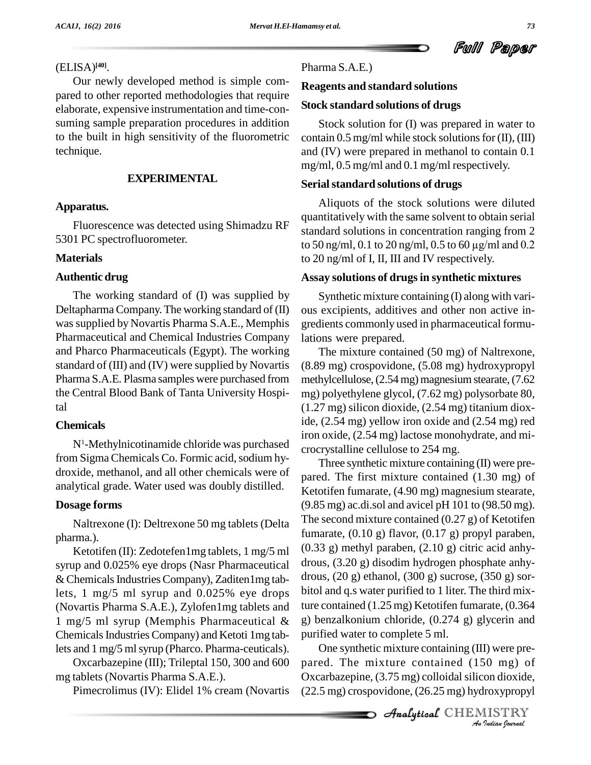(ELISA)[40].

Our newly developed method is simple compared to other reported methodologies that require elaborate, expensive instrumentation and time-consuming sample preparation procedures in addition to the built in high sensitivity of the fluorometric technique.

## EXPERIMENTAL

### Apparatus.

Fluorescence was detected using Shimadzu RF 5301 PC spectrofluorometer.

### Materials

### Authentic drug

The working standard of (I) was supplied by Deltapharma Company. The working standard of (II) was supplied by Novartis Pharma S.A.E., Memphis Pharmaceutical and Chemical Industries Company and Pharco Pharmaceuticals (Egypt). The working standard of (III) and (IV) were supplied by Novartis Pharma S.A.E. Plasma samples were purchased from the Central Blood Bank of Tanta University Hospital

### Chemicals

$N^1$-Methylnicotinamide chloride was purchased from Sigma Chemicals Co. Formic acid, sodium hydroxide, methanol, and all other chemicals were of analytical grade. Water used was doubly distilled.

### Dosage forms

Naltrexone (I): Deltrexone 50 mg tablets (Delta pharma.).

Ketotifen (II): Zedotefen1mg tablets, 1 mg/5 ml syrup and 0.025% eye drops (Nasr Pharmaceutical & Chemicals Industries Company), Zaditen1mg tablets, 1 mg/5 ml syrup and 0.025% eye drops (Novartis Pharma S.A.E.), Zylofen1mg tablets and 1 mg/5 ml syrup (Memphis Pharmaceutical & Chemicals Industries Company) and Ketoti 1mg tablets and 1 mg/5 ml syrup (Pharco. Pharma-ceuticals).

Oxcarbazepine (III); Trileptal 150, 300 and 600 mg tablets (Novartis Pharma S.A.E.).

Pimecrolimus (IV): Elidel 1% cream (Novartis Pharma S.A.E.)

### Reagents and standard solutions

### Stock standard solutions of drugs

Stock solution for (I) was prepared in water to contain 0.5 mg/ml while stock solutions for (II), (III) and (IV) were prepared in methanol to contain 0.1 mg/ml, 0.5 mg/ml and 0.1 mg/ml respectively.

### Serial standard solutions of drugs

Aliquots of the stock solutions were diluted quantitatively with the same solvent to obtain serial standard solutions in concentration ranging from 2 to 50 ng/ml, 0.1 to 20 ng/ml, 0.5 to 60 μg/ml and 0.2 to 20 ng/ml of I, II, III and IV respectively.

### Assay solutions of drugs in synthetic mixtures

Synthetic mixture containing (I) along with various excipients, additives and other non active ingredients commonly used in pharmaceutical formulations were prepared.

The mixture contained (50 mg) of Naltrexone, (8.89 mg) crospovidone, (5.08 mg) hydroxypropyl methylcellulose, (2.54 mg) magnesium stearate, (7.62 mg) polyethylene glycol, (7.62 mg) polysorbate 80, (1.27 mg) silicon dioxide, (2.54 mg) titanium dioxide, (2.54 mg) yellow iron oxide and (2.54 mg) red iron oxide, (2.54 mg) lactose monohydrate, and microcrystalline cellulose to 254 mg.

Three synthetic mixture containing (II) were prepared. The first mixture contained (1.30 mg) of Ketotifen fumarate, (4.90 mg) magnesium stearate, (9.85 mg) ac.di.sol and avicel pH 101 to (98.50 mg). The second mixture contained (0.27 g) of Ketotifen fumarate, (0.10 g) flavor, (0.17 g) propyl paraben, (0.33 g) methyl paraben, (2.10 g) citric acid anhydrous, (3.20 g) disodim hydrogen phosphate anhydrous, (20 g) ethanol, (300 g) sucrose, (350 g) sorbitol and q.s water purified to 1 liter. The third mixture contained (1.25 mg) Ketotifen fumarate, (0.364 g) benzalkonium chloride, (0.274 g) glycerin and purified water to complete 5 ml.

One synthetic mixture containing (III) were prepared. The mixture contained (150 mg) of Oxcarbazepine, (3.75 mg) colloidal silicon dioxide, (22.5 mg) crospovidone, (26.25 mg) hydroxypropyl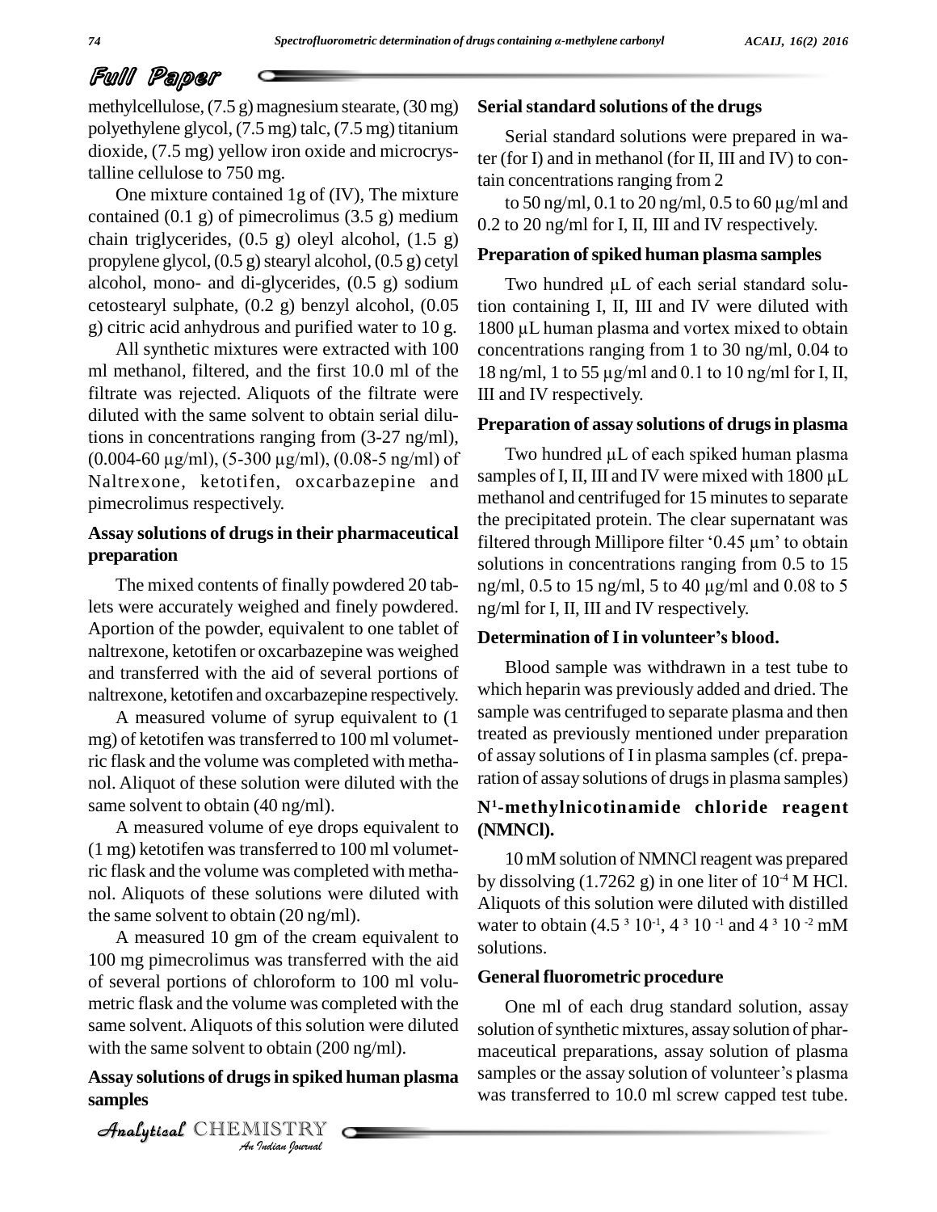methylcellulose, (7.5 g) magnesium stearate, (30 mg) polyethylene glycol, (7.5 mg) talc, (7.5 mg) titanium dioxide, (7.5 mg) yellow iron oxide and microcrystalline cellulose to 750 mg.

One mixture contained 1g of (IV), The mixture contained (0.1 g) of pimecrolimus (3.5 g) medium chain triglycerides, (0.5 g) oleyl alcohol, (1.5 g) propylene glycol, (0.5 g) stearyl alcohol, (0.5 g) cetyl alcohol, mono- and di-glycerides, (0.5 g) sodium cetostearyl sulphate, (0.2 g) benzyl alcohol, (0.05 g) citric acid anhydrous and purified water to 10 g.

All synthetic mixtures were extracted with 100 ml methanol, filtered, and the first 10.0 ml of the filtrate was rejected. Aliquots of the filtrate were diluted with the same solvent to obtain serial dilutions in concentrations ranging from (3-27 ng/ml), (0.004-60 μg/ml), (5-300 μg/ml), (0.08-5 ng/ml) of Naltrexone, ketotifen, oxcarbazepine and pimecrolimus respectively.

### Assay solutions of drugs in their pharmaceutical preparation

The mixed contents of finally powdered 20 tablets were accurately weighed and finely powdered. Aportion of the powder, equivalent to one tablet of naltrexone, ketotifen or oxcarbazepine was weighed and transferred with the aid of several portions of naltrexone, ketotifen and oxcarbazepine respectively.

A measured volume of syrup equivalent to (1 mg) of ketotifen was transferred to 100 ml volumetric flask and the volume was completed with methanol. Aliquot of these solution were diluted with the same solvent to obtain (40 ng/ml).

A measured volume of eye drops equivalent to (1 mg) ketotifen was transferred to 100 ml volumetric flask and the volume was completed with methanol. Aliquots of these solutions were diluted with the same solvent to obtain (20 ng/ml).

A measured 10 gm of the cream equivalent to 100 mg pimecrolimus was transferred with the aid of several portions of chloroform to 100 ml volumetric flask and the volume was completed with the same solvent. Aliquots of this solution were diluted with the same solvent to obtain (200 ng/ml).

### Assay solutions of drugs in spiked human plasma samples

### Serial standard solutions of the drugs

Serial standard solutions were prepared in water (for I) and in methanol (for II, III and IV) to contain concentrations ranging from 2 to 50 ng/ml, 0.1 to 20 ng/ml, 0.5 to 60 μg/ml and 0.2 to 20 ng/ml for I, II, III and IV respectively.

### Preparation of spiked human plasma samples

Two hundred μL of each serial standard solution containing I, II, III and IV were diluted with 1800 μL human plasma and vortex mixed to obtain concentrations ranging from 1 to 30 ng/ml, 0.04 to 18 ng/ml, 1 to 55 μg/ml and 0.1 to 10 ng/ml for I, II, III and IV respectively.

### Preparation of assay solutions of drugs in plasma

Two hundred μL of each spiked human plasma samples of I, II, III and IV were mixed with 1800 μL methanol and centrifuged for 15 minutes to separate the precipitated protein. The clear supernatant was filtered through Millipore filter '0.45 μm' to obtain solutions in concentrations ranging from 0.5 to 15 ng/ml, 0.5 to 15 ng/ml, 5 to 40 μg/ml and 0.08 to 5 ng/ml for I, II, III and IV respectively.

### Determination of I in volunteer's blood.

Blood sample was withdrawn in a test tube to which heparin was previously added and dried. The sample was centrifuged to separate plasma and then treated as previously mentioned under preparation of assay solutions of I in plasma samples (cf. preparation of assay solutions of drugs in plasma samples)

### $N^1$-methylnicotinamide chloride reagent (NMNCl).

10 mM solution of NMNCl reagent was prepared by dissolving (1.7262 g) in one liter of $10^{-4}$ M HCl. Aliquots of this solution were diluted with distilled water to obtain ($4.5 \times 10^{-1}$, $4 \times 10^{-1}$ and $4 \times 10^{-2}$ mM solutions.

### General fluorometric procedure

One ml of each drug standard solution, assay solution of synthetic mixtures, assay solution of pharmaceutical preparations, assay solution of plasma samples or the assay solution of volunteer's plasma was transferred to 10.0 ml screw capped test tube.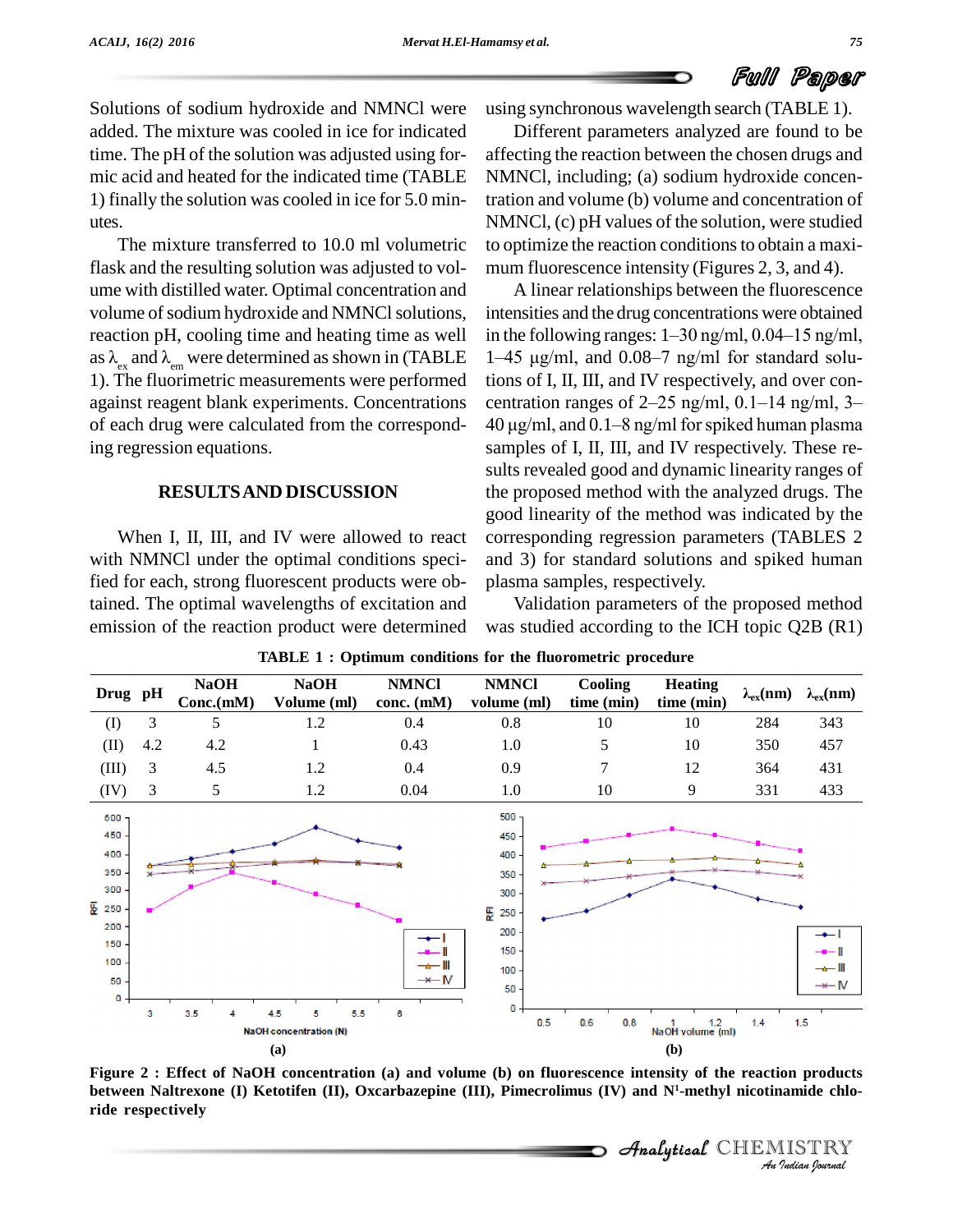Solutions of sodium hydroxide and NMNCl were added. The mixture was cooled in ice for indicated time. The pH of the solution was adjusted using formic acid and heated for the indicated time (TABLE 1) finally the solution was cooled in ice for 5.0 minutes.

The mixture transferred to 10.0 ml volumetric flask and the resulting solution was adjusted to volume with distilled water. Optimal concentration and volume of sodium hydroxide and NMNCl solutions, reaction pH, cooling time and heating time as well as $\lambda_{ex}$ and $\lambda_{em}$ were determined as shown in (TABLE 1). The fluorimetric measurements were performed against reagent blank experiments. Concentrations of each drug were calculated from the corresponding regression equations.

## RESULTS AND DISCUSSION

When I, II, III, and IV were allowed to react with NMNCl under the optimal conditions specified for each, strong fluorescent products were obtained. The optimal wavelengths of excitation and emission of the reaction product were determined using synchronous wavelength search (TABLE 1).

Different parameters analyzed are found to be affecting the reaction between the chosen drugs and NMNCl, including; (a) sodium hydroxide concentration and volume (b) volume and concentration of NMNCl, (c) pH values of the solution, were studied to optimize the reaction conditions to obtain a maximum fluorescence intensity (Figures 2, 3, and 4).

A linear relationships between the fluorescence intensities and the drug concentrations were obtained in the following ranges: 1–30 ng/ml, 0.04–15 ng/ml, 1–45 µg/ml, and 0.08–7 ng/ml for standard solutions of I, II, III, and IV respectively, and over concentration ranges of 2–25 ng/ml, 0.1–14 ng/ml, 3–40 µg/ml, and 0.1–8 ng/ml for spiked human plasma samples of I, II, III, and IV respectively. These results revealed good and dynamic linearity ranges of the proposed method with the analyzed drugs. The good linearity of the method was indicated by the corresponding regression parameters (TABLES 2 and 3) for standard solutions and spiked human plasma samples, respectively.

Validation parameters of the proposed method was studied according to the ICH topic Q2B (R1)

**TABLE 1 : Optimum conditions for the fluorometric procedure**

| Drug | pH | NaOH Conc.(mM) | NaOH Volume (ml) | NMNCl conc. (mM) | NMNCl volume (ml) | Cooling time (min) | Heating time (min) | $\lambda_{ex}$(nm) | $\lambda_{ex}$(nm) |
|---|---|---|---|---|---|---|---|---|---|
| (I) | 3 | 5 | 1.2 | 0.4 | 0.8 | 10 | 10 | 284 | 343 |
| (II) | 4.2 | 4.2 | 1 | 0.43 | 1.0 | 5 | 10 | 350 | 457 |
| (III) | 3 | 4.5 | 1.2 | 0.4 | 0.9 | 7 | 12 | 364 | 431 |
| (IV) | 3 | 5 | 1.2 | 0.04 | 1.0 | 10 | 9 | 331 | 433 |

(a) (b)

**Figure 2 : Effect of NaOH concentration (a) and volume (b) on fluorescence intensity of the reaction products between Naltrexone (I) Ketotifen (II), Oxcarbazepine (III), Pimecrolimus (IV) and N[1]-methyl nicotinamide chloride respectively**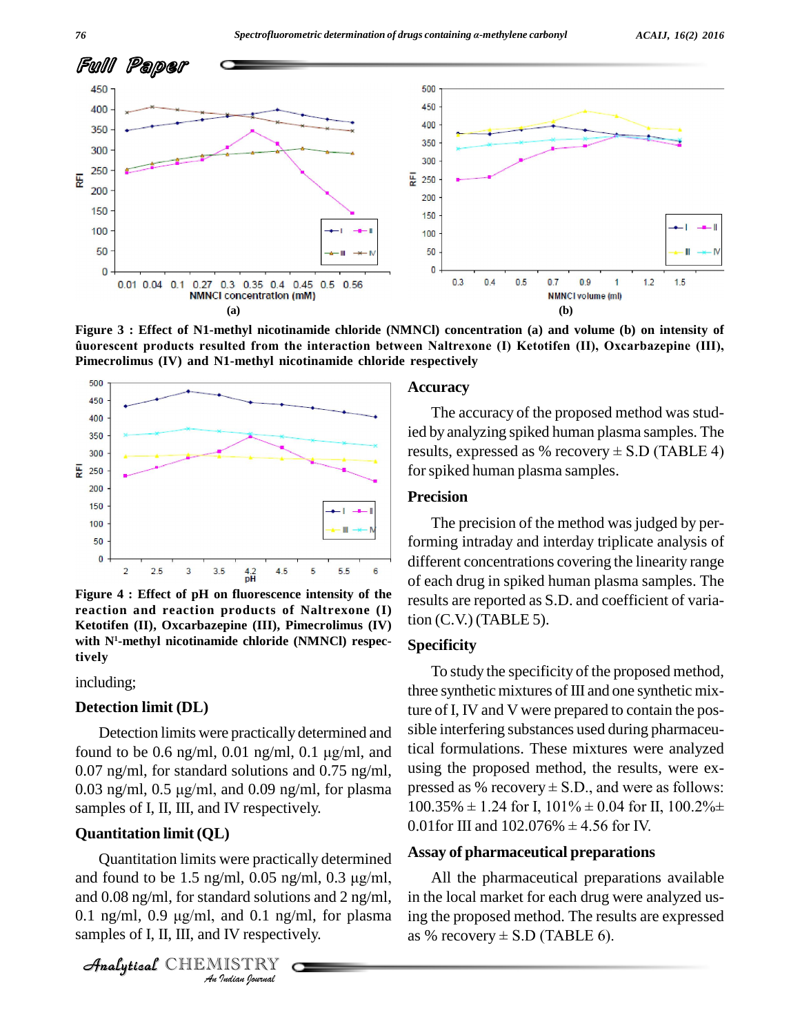Figure 3 : Effect of N1-methyl nicotinamide chloride (NMNCl) concentration (a) and volume (b) on intensity of ûuorescent products resulted from the interaction between Naltrexone (I) Ketotifen (II), Oxcarbazepine (III), Pimecrolimus (IV) and N1-methyl nicotinamide chloride respectively

Figure 4 : Effect of pH on fluorescence intensity of the reaction and reaction products of Naltrexone (I) Ketotifen (II), Oxcarbazepine (III), Pimecrolimus (IV) with N[1]-methyl nicotinamide chloride (NMNCl) respectively

including;

## Detection limit (DL)

Detection limits were practically determined and found to be 0.6 ng/ml, 0.01 ng/ml, 0.1 µg/ml, and 0.07 ng/ml, for standard solutions and 0.75 ng/ml, 0.03 ng/ml, 0.5 µg/ml, and 0.09 ng/ml, for plasma samples of I, II, III, and IV respectively.

## Quantitation limit (QL)

Quantitation limits were practically determined and found to be 1.5 ng/ml, 0.05 ng/ml, 0.3 µg/ml, and 0.08 ng/ml, for standard solutions and 2 ng/ml, 0.1 ng/ml, 0.9 µg/ml, and 0.1 ng/ml, for plasma samples of I, II, III, and IV respectively.

## Accuracy

The accuracy of the proposed method was studied by analyzing spiked human plasma samples. The results, expressed as % recovery ± S.D (TABLE 4) for spiked human plasma samples.

## Precision

The precision of the method was judged by performing intraday and interday triplicate analysis of different concentrations covering the linearity range of each drug in spiked human plasma samples. The results are reported as S.D. and coefficient of variation (C.V.) (TABLE 5).

## Specificity

To study the specificity of the proposed method, three synthetic mixtures of III and one synthetic mixture of I, IV and V were prepared to contain the possible interfering substances used during pharmaceutical formulations. These mixtures were analyzed using the proposed method, the results, were expressed as % recovery ± S.D., and were as follows: 100.35% ± 1.24 for I, 101% ± 0.04 for II, 100.2%± 0.01for III and 102.076% ± 4.56 for IV.

## Assay of pharmaceutical preparations

All the pharmaceutical preparations available in the local market for each drug were analyzed using the proposed method. The results are expressed as % recovery ± S.D (TABLE 6).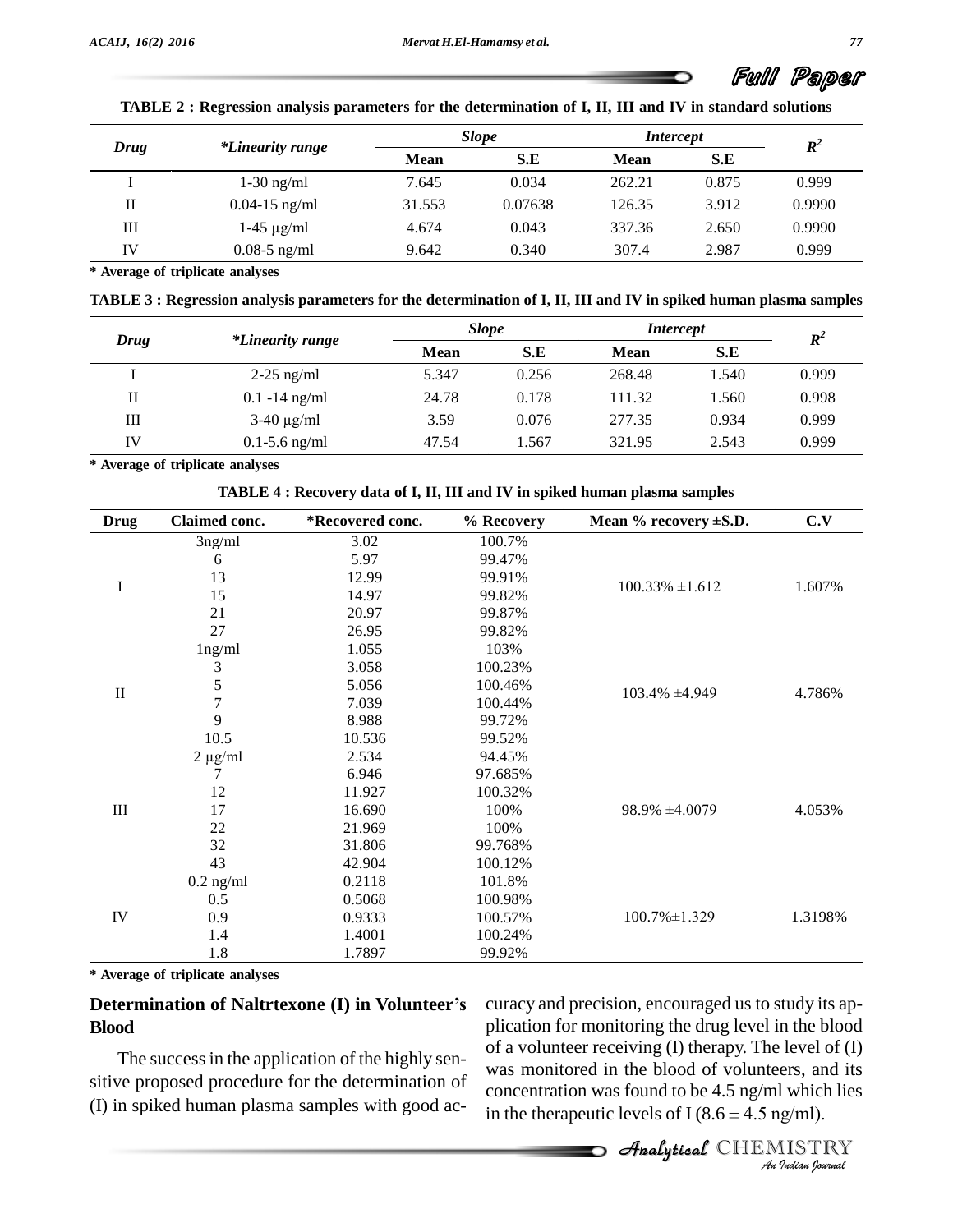**TABLE 2 : Regression analysis parameters for the determination of I, II, III and IV in standard solutions**

| Drug | *Linearity range | Slope | | Intercept | | $R^2$ |
|---|---|---|---|---|---|---|
| | | Mean | S.E | Mean | S.E | |
| I | 1-30 ng/ml | 7.645 | 0.034 | 262.21 | 0.875 | 0.999 |
| II | 0.04-15 ng/ml | 31.553 | 0.07638 | 126.35 | 3.912 | 0.9990 |
| III | 1-45 µg/ml | 4.674 | 0.043 | 337.36 | 2.650 | 0.9990 |
| IV | 0.08-5 ng/ml | 9.642 | 0.340 | 307.4 | 2.987 | 0.999 |

**\* Average of triplicate analyses**

**TABLE 3 : Regression analysis parameters for the determination of I, II, III and IV in spiked human plasma samples**

| Drug | *Linearity range | Slope | | Intercept | | $R^2$ |
|---|---|---|---|---|---|---|
| | | Mean | S.E | Mean | S.E | |
| I | 2-25 ng/ml | 5.347 | 0.256 | 268.48 | 1.540 | 0.999 |
| II | 0.1 -14 ng/ml | 24.78 | 0.178 | 111.32 | 1.560 | 0.998 |
| III | 3-40 µg/ml | 3.59 | 0.076 | 277.35 | 0.934 | 0.999 |
| IV | 0.1-5.6 ng/ml | 47.54 | 1.567 | 321.95 | 2.543 | 0.999 |

**\* Average of triplicate analyses**

**TABLE 4 : Recovery data of I, II, III and IV in spiked human plasma samples**

| Drug | Claimed conc. | *Recovered conc. | % Recovery | Mean % recovery ±S.D. | C.V |
|---|---|---|---|---|---|
| I | 3ng/ml | 3.02 | 100.7% | 100.33% ±1.612 | 1.607% |
| | 6 | 5.97 | 99.47% | | |
| | 13 | 12.99 | 99.91% | | |
| | 15 | 14.97 | 99.82% | | |
| | 21 | 20.97 | 99.87% | | |
| | 27 | 26.95 | 99.82% | | |
| II | 1ng/ml | 1.055 | 103% | 103.4% ±4.949 | 4.786% |
| | 3 | 3.058 | 100.23% | | |
| | 5 | 5.056 | 100.46% | | |
| | 7 | 7.039 | 100.44% | | |
| | 9 | 8.988 | 99.72% | | |
| | 10.5 | 10.536 | 99.52% | | |
| III | 2 µg/ml | 2.534 | 94.45% | 98.9% ±4.0079 | 4.053% |
| | 7 | 6.946 | 97.685% | | |
| | 12 | 11.927 | 100.32% | | |
| | 17 | 16.690 | 100% | | |
| | 22 | 21.969 | 100% | | |
| | 32 | 31.806 | 99.768% | | |
| | 43 | 42.904 | 100.12% | | |
| IV | 0.2 ng/ml | 0.2118 | 101.8% | 100.7%±1.329 | 1.3198% |
| | 0.5 | 0.5068 | 100.98% | | |
| | 0.9 | 0.9333 | 100.57% | | |
| | 1.4 | 1.4001 | 100.24% | | |
| | 1.8 | 1.7897 | 99.92% | | |

**\* Average of triplicate analyses**

## Determination of Naltrtexone (I) in Volunteer's Blood

The success in the application of the highly sensitive proposed procedure for the determination of (I) in spiked human plasma samples with good accuracy and precision, encouraged us to study its application for monitoring the drug level in the blood of a volunteer receiving (I) therapy. The level of (I) was monitored in the blood of volunteers, and its concentration was found to be 4.5 ng/ml which lies in the therapeutic levels of I (8.6 ± 4.5 ng/ml).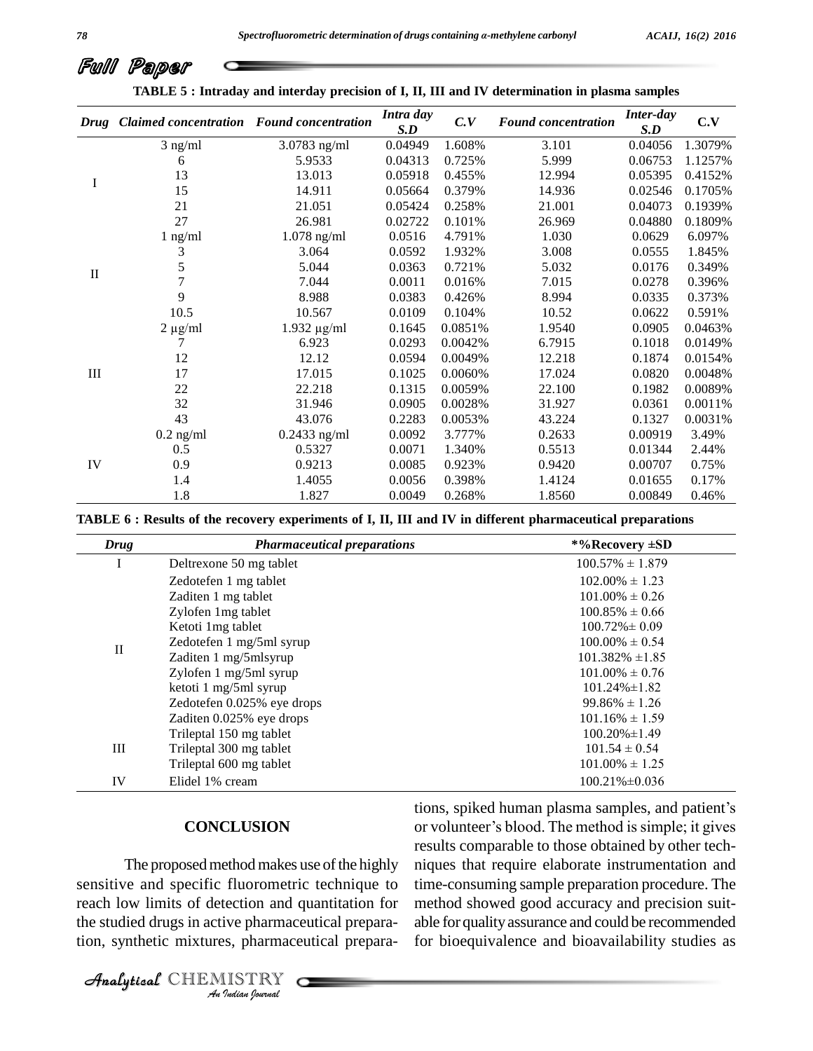TABLE 5 : Intraday and interday precision of I, II, III and IV determination in plasma samples

| Drug | Claimed concentration | Found concentration | Intra day S.D | C.V | Found concentration | Inter-day S.D | C.V |
|---|---|---|---|---|---|---|---|
| I | 3 ng/ml | 3.0783 ng/ml | 0.04949 | 1.608% | 3.101 | 0.04056 | 1.3079% |
| | 6 | 5.9533 | 0.04313 | 0.725% | 5.999 | 0.06753 | 1.1257% |
| | 13 | 13.013 | 0.05918 | 0.455% | 12.994 | 0.05395 | 0.4152% |
| | 15 | 14.911 | 0.05664 | 0.379% | 14.936 | 0.02546 | 0.1705% |
| | 21 | 21.051 | 0.05424 | 0.258% | 21.001 | 0.04073 | 0.1939% |
| | 27 | 26.981 | 0.02722 | 0.101% | 26.969 | 0.04880 | 0.1809% |
| II | 1 ng/ml | 1.078 ng/ml | 0.0516 | 4.791% | 1.030 | 0.0629 | 6.097% |
| | 3 | 3.064 | 0.0592 | 1.932% | 3.008 | 0.0555 | 1.845% |
| | 5 | 5.044 | 0.0363 | 0.721% | 5.032 | 0.0176 | 0.349% |
| | 7 | 7.044 | 0.0011 | 0.016% | 7.015 | 0.0278 | 0.396% |
| | 9 | 8.988 | 0.0383 | 0.426% | 8.994 | 0.0335 | 0.373% |
| | 10.5 | 10.567 | 0.0109 | 0.104% | 10.52 | 0.0622 | 0.591% |
| III | 2 µg/ml | 1.932 µg/ml | 0.1645 | 0.0851% | 1.9540 | 0.0905 | 0.0463% |
| | 7 | 6.923 | 0.0293 | 0.0042% | 6.7915 | 0.1018 | 0.0149% |
| | 12 | 12.12 | 0.0594 | 0.0049% | 12.218 | 0.1874 | 0.0154% |
| | 17 | 17.015 | 0.1025 | 0.0060% | 17.024 | 0.0820 | 0.0048% |
| | 22 | 22.218 | 0.1315 | 0.0059% | 22.100 | 0.1982 | 0.0089% |
| | 32 | 31.946 | 0.0905 | 0.0028% | 31.927 | 0.0361 | 0.0011% |
| | 43 | 43.076 | 0.2283 | 0.0053% | 43.224 | 0.1327 | 0.0031% |
| IV | 0.2 ng/ml | 0.2433 ng/ml | 0.0092 | 3.777% | 0.2633 | 0.00919 | 3.49% |
| | 0.5 | 0.5327 | 0.0071 | 1.340% | 0.5513 | 0.01344 | 2.44% |
| | 0.9 | 0.9213 | 0.0085 | 0.923% | 0.9420 | 0.00707 | 0.75% |
| | 1.4 | 1.4055 | 0.0056 | 0.398% | 1.4124 | 0.01655 | 0.17% |
| | 1.8 | 1.827 | 0.0049 | 0.268% | 1.8560 | 0.00849 | 0.46% |

TABLE 6 : Results of the recovery experiments of I, II, III and IV in different pharmaceutical preparations

| Drug | Pharmaceutical preparations | *%Recovery ±SD |
|---|---|---|
| I | Deltrexone 50 mg tablet | 100.57% ± 1.879 |
| II | Zedotefen 1 mg tablet | 102.00% ± 1.23 |
| | Zaditen 1 mg tablet | 101.00% ± 0.26 |
| | Zylofen 1mg tablet | 100.85% ± 0.66 |
| | Ketoti 1mg tablet | 100.72%± 0.09 |
| | Zedotefen 1 mg/5ml syrup | 100.00% ± 0.54 |
| | Zaditen 1 mg/5mlsyrup | 101.382% ±1.85 |
| | Zylofen 1 mg/5ml syrup | 101.00% ± 0.76 |
| | ketoti 1 mg/5ml syrup | 101.24%±1.82 |
| | Zedotefen 0.025% eye drops | 99.86% ± 1.26 |
| | Zaditen 0.025% eye drops | 101.16% ± 1.59 |
| III | Trileptal 150 mg tablet | 100.20%±1.49 |
| | Trileptal 300 mg tablet | 101.54 ± 0.54 |
| | Trileptal 600 mg tablet | 101.00% ± 1.25 |
| IV | Elidel 1% cream | 100.21%±0.036 |

## CONCLUSION

The proposed method makes use of the highly sensitive and specific fluorometric technique to reach low limits of detection and quantitation for the studied drugs in active pharmaceutical preparation, synthetic mixtures, pharmaceutical preparations, spiked human plasma samples, and patient's or volunteer's blood. The method is simple; it gives results comparable to those obtained by other techniques that require elaborate instrumentation and time-consuming sample preparation procedure. The method showed good accuracy and precision suitable for quality assurance and could be recommended for bioequivalence and bioavailability studies as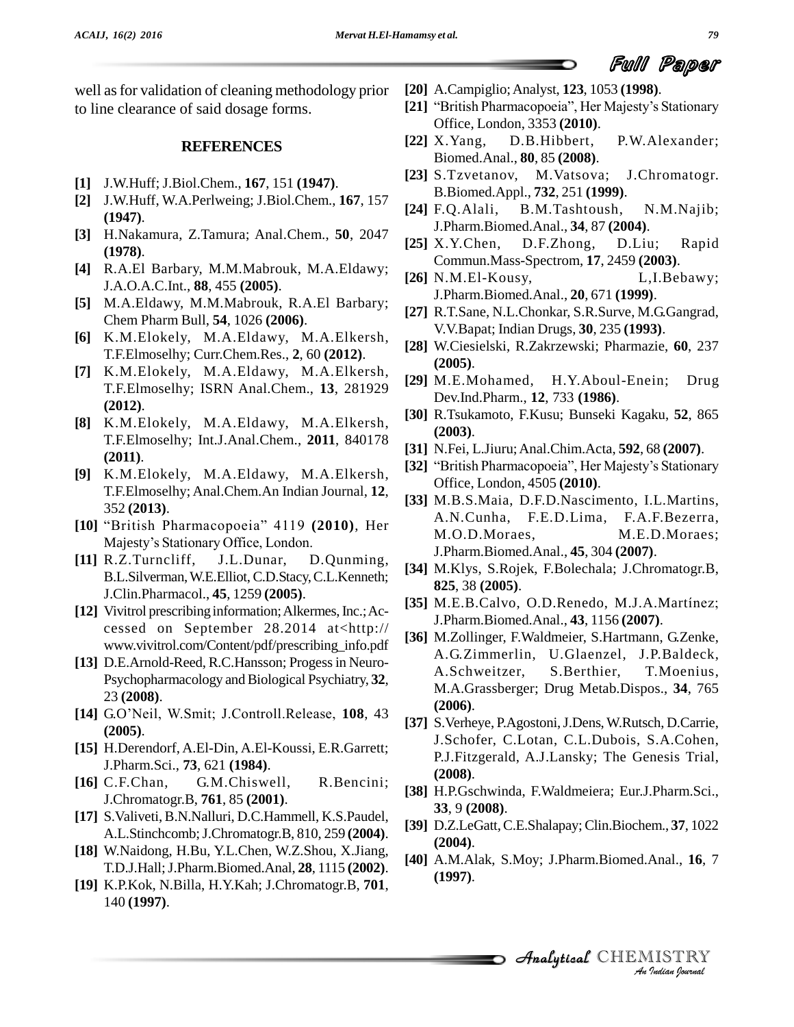well as for validation of cleaning methodology prior to line clearance of said dosage forms.

## REFERENCES

**[1]** J.W.Huff; J.Biol.Chem., **167**, 151 **(1947)**.

**[2]** J.W.Huff, W.A.Perlweing; J.Biol.Chem., **167**, 157 **(1947)**.

**[3]** H.Nakamura, Z.Tamura; Anal.Chem., **50**, 2047 **(1978)**.

**[4]** R.A.El Barbary, M.M.Mabrouk, M.A.Eldawy; J.A.O.A.C.Int., **88**, 455 **(2005)**.

**[5]** M.A.Eldawy, M.M.Mabrouk, R.A.El Barbary; Chem Pharm Bull, **54**, 1026 **(2006)**.

**[6]** K.M.Elokely, M.A.Eldawy, M.A.Elkersh, T.F.Elmoselhy; Curr.Chem.Res., **2**, 60 **(2012)**.

**[7]** K.M.Elokely, M.A.Eldawy, M.A.Elkersh, T.F.Elmoselhy; ISRN Anal.Chem., **13**, 281929 **(2012)**.

**[8]** K.M.Elokely, M.A.Eldawy, M.A.Elkersh, T.F.Elmoselhy; Int.J.Anal.Chem., **2011**, 840178 **(2011)**.

**[9]** K.M.Elokely, M.A.Eldawy, M.A.Elkersh, T.F.Elmoselhy; Anal.Chem.An Indian Journal, **12**, 352 **(2013)**.

**[10]** "British Pharmacopoeia" 4119 **(2010)**, Her Majesty's Stationary Office, London.

**[11]** R.Z.Turncliff, J.L.Dunar, D.Qunming, B.L.Silverman, W.E.Elliot, C.D.Stacy, C.L.Kenneth; J.Clin.Pharmacol., **45**, 1259 **(2005)**.

**[12]** Vivitrol prescribing information; Alkermes, Inc.; Accessed on September 28.2014 at<http://www.vivitrol.com/Content/pdf/prescribing_info.pdf

**[13]** D.E.Arnold-Reed, R.C.Hansson; Progess in Neuro-Psychopharmacology and Biological Psychiatry, **32**, 23 **(2008)**.

**[14]** G.O'Neil, W.Smit; J.Controll.Release, **108**, 43 **(2005)**.

**[15]** H.Derendorf, A.El-Din, A.El-Koussi, E.R.Garrett; J.Pharm.Sci., **73**, 621 **(1984)**.

**[16]** C.F.Chan, G.M.Chiswell, R.Bencini; J.Chromatogr.B, **761**, 85 **(2001)**.

**[17]** S.Valiveti, B.N.Nalluri, D.C.Hammell, K.S.Paudel, A.L.Stinchcomb; J.Chromatogr.B, 810, 259 **(2004)**.

**[18]** W.Naidong, H.Bu, Y.L.Chen, W.Z.Shou, X.Jiang, T.D.J.Hall; J.Pharm.Biomed.Anal, **28**, 1115 **(2002)**.

**[19]** K.P.Kok, N.Billa, H.Y.Kah; J.Chromatogr.B, **701**, 140 **(1997)**.

**[20]** A.Campiglio; Analyst, **123**, 1053 **(1998)**.

**[21]** "British Pharmacopoeia", Her Majesty's Stationary Office, London, 3353 **(2010)**.

**[22]** X.Yang, D.B.Hibbert, P.W.Alexander; Biomed.Anal., **80**, 85 **(2008)**.

**[23]** S.Tzvetanov, M.Vatsova; J.Chromatogr. B.Biomed.Appl., **732**, 251 **(1999)**.

**[24]** F.Q.Alali, B.M.Tashtoush, N.M.Najib; J.Pharm.Biomed.Anal., **34**, 87 **(2004)**.

**[25]** X.Y.Chen, D.F.Zhong, D.Liu; Rapid Commun.Mass-Spectrom, **17**, 2459 **(2003)**.

**[26]** N.M.El-Kousy, L,I.Bebawy; J.Pharm.Biomed.Anal., **20**, 671 **(1999)**.

**[27]** R.T.Sane, N.L.Chonkar, S.R.Surve, M.G.Gangrad, V.V.Bapat; Indian Drugs, **30**, 235 **(1993)**.

**[28]** W.Ciesielski, R.Zakrzewski; Pharmazie, **60**, 237 **(2005)**.

**[29]** M.E.Mohamed, H.Y.Aboul-Enein; Drug Dev.Ind.Pharm., **12**, 733 **(1986)**.

**[30]** R.Tsukamoto, F.Kusu; Bunseki Kagaku, **52**, 865 **(2003)**.

**[31]** N.Fei, L.Jiuru; Anal.Chim.Acta, **592**, 68 **(2007)**.

**[32]** "British Pharmacopoeia", Her Majesty's Stationary Office, London, 4505 **(2010)**.

**[33]** M.B.S.Maia, D.F.D.Nascimento, I.L.Martins, A.N.Cunha, F.E.D.Lima, F.A.F.Bezerra, M.O.D.Moraes, M.E.D.Moraes; J.Pharm.Biomed.Anal., **45**, 304 **(2007)**.

**[34]** M.Klys, S.Rojek, F.Bolechala; J.Chromatogr.B, **825**, 38 **(2005)**.

**[35]** M.E.B.Calvo, O.D.Renedo, M.J.A.Martínez; J.Pharm.Biomed.Anal., **43**, 1156 **(2007)**.

**[36]** M.Zollinger, F.Waldmeier, S.Hartmann, G.Zenke, A.G.Zimmerlin, U.Glaenzel, J.P.Baldeck, A.Schweitzer, S.Berthier, T.Moenius, M.A.Grassberger; Drug Metab.Dispos., **34**, 765 **(2006)**.

**[37]** S.Verheye, P.Agostoni, J.Dens, W.Rutsch, D.Carrie, J.Schofer, C.Lotan, C.L.Dubois, S.A.Cohen, P.J.Fitzgerald, A.J.Lansky; The Genesis Trial, **(2008)**.

**[38]** H.P.Gschwinda, F.Waldmeiera; Eur.J.Pharm.Sci., **33**, 9 **(2008)**.

**[39]** D.Z.LeGatt, C.E.Shalapay; Clin.Biochem., **37**, 1022 **(2004)**.

**[40]** A.M.Alak, S.Moy; J.Pharm.Biomed.Anal., **16**, 7 **(1997)**.